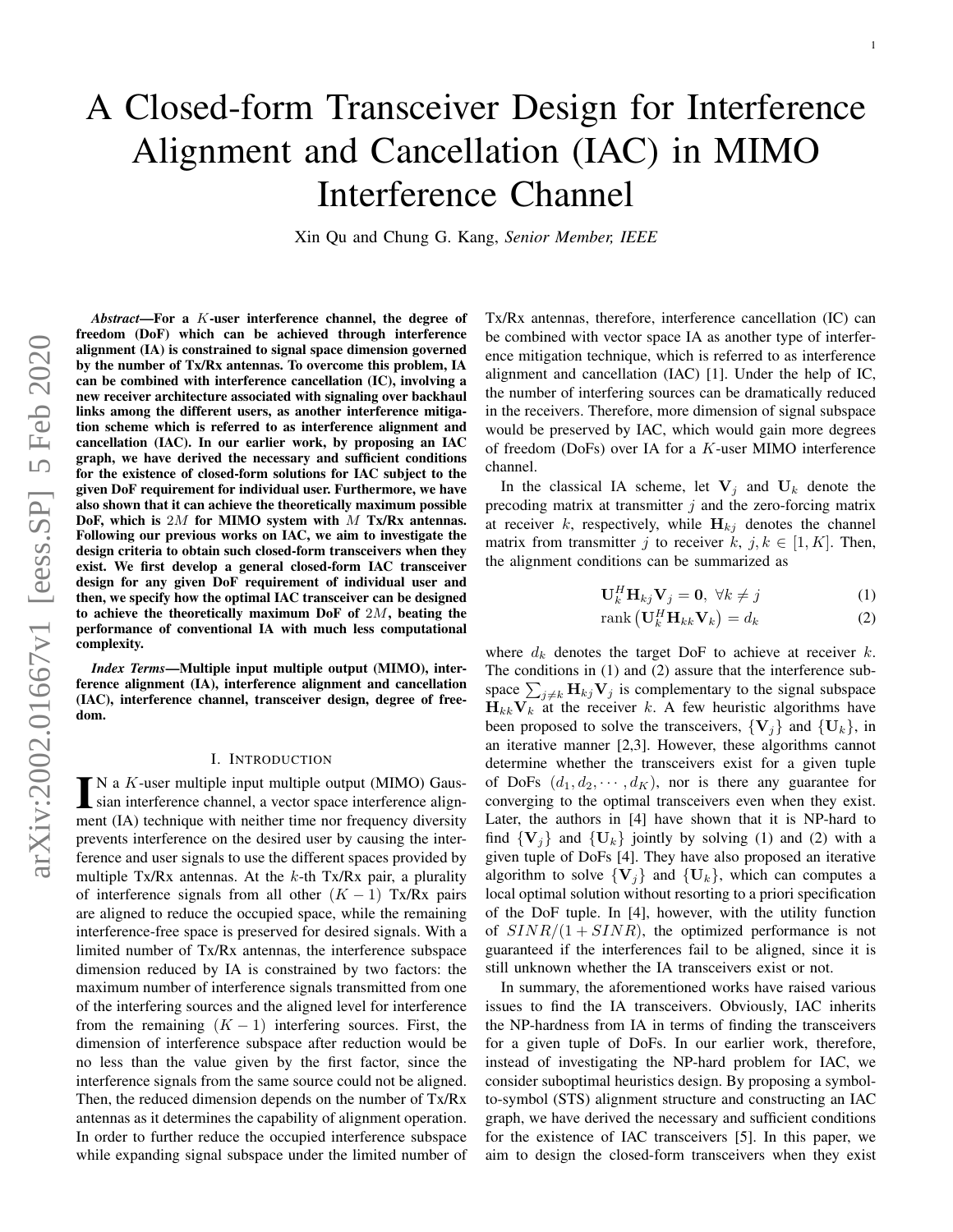# A Closed-form Transceiver Design for Interference Alignment and Cancellation (IAC) in MIMO Interference Channel

Xin Qu and Chung G. Kang, *Senior Member, IEEE*

***Abstract*—For a $K$-user interference channel, the degree of freedom (DoF) which can be achieved through interference alignment (IA) is constrained to signal space dimension governed by the number of Tx/Rx antennas. To overcome this problem, IA can be combined with interference cancellation (IC), involving a new receiver architecture associated with signaling over backhaul links among the different users, as another interference mitigation scheme which is referred to as interference alignment and cancellation (IAC). In our earlier work, by proposing an IAC graph, we have derived the necessary and sufficient conditions for the existence of closed-form solutions for IAC subject to the given DoF requirement for individual user. Furthermore, we have also shown that it can achieve the theoretically maximum possible DoF, which is $2M$ for MIMO system with $M$ Tx/Rx antennas. Following our previous works on IAC, we aim to investigate the design criteria to obtain such closed-form transceivers when they exist. We first develop a general closed-form IAC transceiver design for any given DoF requirement of individual user and then, we specify how the optimal IAC transceiver can be designed to achieve the theoretically maximum DoF of $2M$, beating the performance of conventional IA with much less computational complexity.**

***Index Terms*—Multiple input multiple output (MIMO), interference alignment (IA), interference alignment and cancellation (IAC), interference channel, transceiver design, degree of freedom.**

## I. Introduction

In a $K$-user multiple input multiple output (MIMO) Gaussian interference channel, a vector space interference alignment (IA) technique with neither time nor frequency diversity prevents interference on the desired user by causing the interference and user signals to use the different spaces provided by multiple Tx/Rx antennas. At the $k$-th Tx/Rx pair, a plurality of interference signals from all other $(K-1)$ Tx/Rx pairs are aligned to reduce the occupied space, while the remaining interference-free space is preserved for desired signals. With a limited number of Tx/Rx antennas, the interference subspace dimension reduced by IA is constrained by two factors: the maximum number of interference signals transmitted from one of the interfering sources and the aligned level for interference from the remaining $(K-1)$ interfering sources. First, the dimension of interference subspace after reduction would be no less than the value given by the first factor, since the interference signals from the same source could not be aligned. Then, the reduced dimension depends on the number of Tx/Rx antennas as it determines the capability of alignment operation. In order to further reduce the occupied interference subspace while expanding signal subspace under the limited number of Tx/Rx antennas, therefore, interference cancellation (IC) can be combined with vector space IA as another type of interference mitigation technique, which is referred to as interference alignment and cancellation (IAC) [1]. Under the help of IC, the number of interfering sources can be dramatically reduced in the receivers. Therefore, more dimension of signal subspace would be preserved by IAC, which would gain more degrees of freedom (DoFs) over IA for a $K$-user MIMO interference channel.

In the classical IA scheme, let $\mathbf{V}_j$ and $\mathbf{U}_k$ denote the precoding matrix at transmitter $j$ and the zero-forcing matrix at receiver $k$, respectively, while $\mathbf{H}_{kj}$ denotes the channel matrix from transmitter $j$ to receiver $k$, $j,k \in [1, K]$. Then, the alignment conditions can be summarized as

$$\mathbf{U}_k^H \mathbf{H}_{kj} \mathbf{V}_j = \mathbf{0},\ \forall k \neq j \tag{1}$$

$$\operatorname{rank}\left(\mathbf{U}_k^H \mathbf{H}_{kk} \mathbf{V}_k\right) = d_k \tag{2}$$

where $d_k$ denotes the target DoF to achieve at receiver $k$. The conditions in (1) and (2) assure that the interference subspace $\sum_{j\neq k} \mathbf{H}_{kj}\mathbf{V}_j$ is complementary to the signal subspace $\mathbf{H}_{kk}\mathbf{V}_k$ at the receiver $k$. A few heuristic algorithms have been proposed to solve the transceivers, $\{\mathbf{V}_j\}$ and $\{\mathbf{U}_k\}$, in an iterative manner [2,3]. However, these algorithms cannot determine whether the transceivers exist for a given tuple of DoFs $(d_1, d_2, \cdots, d_K)$, nor is there any guarantee for converging to the optimal transceivers even when they exist. Later, the authors in [4] have shown that it is NP-hard to find $\{\mathbf{V}_j\}$ and $\{\mathbf{U}_k\}$ jointly by solving (1) and (2) with a given tuple of DoFs [4]. They have also proposed an iterative algorithm to solve $\{\mathbf{V}_j\}$ and $\{\mathbf{U}_k\}$, which can computes a local optimal solution without resorting to a priori specification of the DoF tuple. In [4], however, with the utility function of $SINR/(1+SINR)$, the optimized performance is not guaranteed if the interferences fail to be aligned, since it is still unknown whether the IA transceivers exist or not.

In summary, the aforementioned works have raised various issues to find the IA transceivers. Obviously, IAC inherits the NP-hardness from IA in terms of finding the transceivers for a given tuple of DoFs. In our earlier work, therefore, instead of investigating the NP-hard problem for IAC, we consider suboptimal heuristics design. By proposing a symbol-to-symbol (STS) alignment structure and constructing an IAC graph, we have derived the necessary and sufficient conditions for the existence of IAC transceivers [5]. In this paper, we aim to design the closed-form transceivers when they exist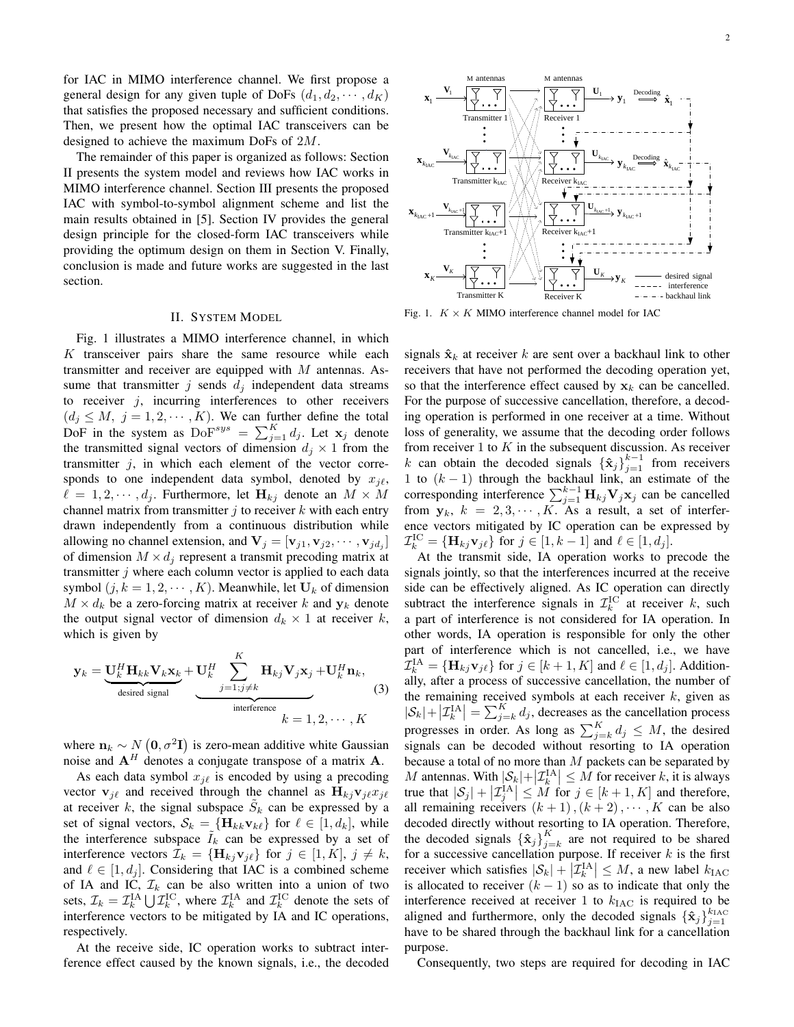for IAC in MIMO interference channel. We first propose a general design for any given tuple of DoFs $(d_1, d_2, \cdots, d_K)$ that satisfies the proposed necessary and sufficient conditions. Then, we present how the optimal IAC transceivers can be designed to achieve the maximum DoFs of $2M$.

The remainder of this paper is organized as follows: Section II presents the system model and reviews how IAC works in MIMO interference channel. Section III presents the proposed IAC with symbol-to-symbol alignment scheme and list the main results obtained in [5]. Section IV provides the general design principle for the closed-form IAC transceivers while providing the optimum design on them in Section V. Finally, conclusion is made and future works are suggested in the last section.

## II. System Model

Fig. 1 illustrates a MIMO interference channel, in which $K$ transceiver pairs share the same resource while each transmitter and receiver are equipped with $M$ antennas. Assume that transmitter $j$ sends $d_j$ independent data streams to receiver $j$, incurring interferences to other receivers $(d_j \leq M,\ j = 1, 2, \cdots, K)$. We can further define the total DoF in the system as $\text{DoF}^{sys} = \sum_{j=1}^{K} d_j$. Let $\mathbf{x}_j$ denote the transmitted signal vectors of dimension $d_j \times 1$ from the transmitter $j$, in which each element of the vector corresponds to one independent data symbol, denoted by $x_{j\ell}$, $\ell = 1, 2, \cdots, d_j$. Furthermore, let $\mathbf{H}_{kj}$ denote an $M \times M$ channel matrix from transmitter $j$ to receiver $k$ with each entry drawn independently from a continuous distribution while allowing no channel extension, and $\mathbf{V}_j = [\mathbf{v}_{j1}, \mathbf{v}_{j2}, \cdots, \mathbf{v}_{jd_j}]$ of dimension $M \times d_j$ represent a transmit precoding matrix at transmitter $j$ where each column vector is applied to each data symbol $(j, k = 1, 2, \cdots, K)$. Meanwhile, let $\mathbf{U}_k$ of dimension $M \times d_k$ be a zero-forcing matrix at receiver $k$ and $\mathbf{y}_k$ denote the output signal vector of dimension $d_k \times 1$ at receiver $k$, which is given by

$$\mathbf{y}_k = \underbrace{\mathbf{U}_k^H \mathbf{H}_{kk} \mathbf{V}_k \mathbf{x}_k}_{\text{desired signal}} + \underbrace{\mathbf{U}_k^H \sum_{j=1; j \neq k}^{K} \mathbf{H}_{kj} \mathbf{V}_j \mathbf{x}_j}_{\text{interference}} + \mathbf{U}_k^H \mathbf{n}_k, \quad k = 1, 2, \cdots, K \tag{3}$$

where $\mathbf{n}_k \sim N\left(\mathbf{0}, \sigma^2 \mathbf{I}\right)$ is zero-mean additive white Gaussian noise and $\mathbf{A}^H$ denotes a conjugate transpose of a matrix $\mathbf{A}$.

As each data symbol $x_{j\ell}$ is encoded by using a precoding vector $\mathbf{v}_{j\ell}$ and received through the channel as $\mathbf{H}_{kj}\mathbf{v}_{j\ell}x_{j\ell}$ at receiver $k$, the signal subspace $\tilde{S}_k$ can be expressed by a set of signal vectors, $\mathcal{S}_k = \{\mathbf{H}_{kk}\mathbf{v}_{k\ell}\}$ for $\ell \in [1, d_k]$, while the interference subspace $\tilde{I}_k$ can be expressed by a set of interference vectors $\mathcal{I}_k = \{\mathbf{H}_{kj}\mathbf{v}_{j\ell}\}$ for $j \in [1, K]$, $j \neq k$, and $\ell \in [1, d_j]$. Considering that IAC is a combined scheme of IA and IC, $\mathcal{I}_k$ can be also written into a union of two sets, $\mathcal{I}_k = \mathcal{I}_k^{\text{IA}} \bigcup \mathcal{I}_k^{\text{IC}}$, where $\mathcal{I}_k^{\text{IA}}$ and $\mathcal{I}_k^{\text{IC}}$ denote the sets of interference vectors to be mitigated by IA and IC operations, respectively.

At the receive side, IC operation works to subtract interference effect caused by the known signals, i.e., the decoded signals $\hat{\mathbf{x}}_k$ at receiver $k$ are sent over a backhaul link to other receivers that have not performed the decoding operation yet, so that the interference effect caused by $\mathbf{x}_k$ can be cancelled. For the purpose of successive cancellation, therefore, a decoding operation is performed in one receiver at a time. Without loss of generality, we assume that the decoding order follows from receiver 1 to $K$ in the subsequent discussion. As receiver $k$ can obtain the decoded signals $\{\hat{\mathbf{x}}_j\}_{j=1}^{k-1}$ from receivers 1 to $(k-1)$ through the backhaul link, an estimate of the corresponding interference $\sum_{j=1}^{k-1} \mathbf{H}_{kj}\mathbf{V}_j\mathbf{x}_j$ can be cancelled from $\mathbf{y}_k$, $k = 2, 3, \cdots, K$. As a result, a set of interference vectors mitigated by IC operation can be expressed by $\mathcal{I}_k^{\text{IC}} = \{\mathbf{H}_{kj}\mathbf{v}_{j\ell}\}$ for $j \in [1, k-1]$ and $\ell \in [1, d_j]$.

At the transmit side, IA operation works to precode the signals jointly, so that the interferences incurred at the receive side can be effectively aligned. As IC operation can directly subtract the interference signals in $\mathcal{I}_k^{\text{IC}}$ at receiver $k$, such a part of interference is not considered for IA operation. In other words, IA operation is responsible for only the other part of interference which is not cancelled, i.e., we have $\mathcal{I}_k^{\text{IA}} = \{\mathbf{H}_{kj}\mathbf{v}_{j\ell}\}$ for $j \in [k+1, K]$ and $\ell \in [1, d_j]$. Additionally, after a process of successive cancellation, the number of the remaining received symbols at each receiver $k$, given as $|\mathcal{S}_k| + \left|\mathcal{I}_k^{\text{IA}}\right| = \sum_{j=k}^{K} d_j$, decreases as the cancellation process progresses in order. As long as $\sum_{j=k}^{K} d_j \leq M$, the desired signals can be decoded without resorting to IA operation because a total of no more than $M$ packets can be separated by $M$ antennas. With $|\mathcal{S}_k| + \left|\mathcal{I}_k^{\text{IA}}\right| \leq M$ for receiver $k$, it is always true that $|\mathcal{S}_j| + \left|\mathcal{I}_j^{\text{IA}}\right| \leq M$ for $j \in [k+1, K]$ and therefore, all remaining receivers $(k+1), (k+2), \cdots, K$ can be also decoded directly without resorting to IA operation. Therefore, the decoded signals $\{\hat{\mathbf{x}}_j\}_{j=k}^{K}$ are not required to be shared for a successive cancellation purpose. If receiver $k$ is the first receiver which satisfies $|\mathcal{S}_k| + \left|\mathcal{I}_k^{\text{IA}}\right| \leq M$, a new label $k_{\text{IAC}}$ is allocated to receiver $(k-1)$ so as to indicate that only the interference received at receiver 1 to $k_{\text{IAC}}$ is required to be aligned and furthermore, only the decoded signals $\{\hat{\mathbf{x}}_j\}_{j=1}^{k_{\text{IAC}}}$ have to be shared through the backhaul link for a cancellation purpose.

M antennas
M antennas
$\mathbf{x}_1$ $\mathbf{V}_1$ Transmitter 1
Receiver 1 $\mathbf{U}_1$ $\mathbf{y}_1$ Decoding $\hat{\mathbf{x}}_1$
$\mathbf{x}_{k_{\text{IAC}}}$ $\mathbf{V}_{k_{\text{IAC}}}$ Transmitter $k_{\text{IAC}}$
Receiver $k_{\text{IAC}}$ $\mathbf{U}_{k_{\text{IAC}}}$ $\mathbf{y}_{k_{\text{IAC}}}$ Decoding $\hat{\mathbf{x}}_{k_{\text{IAC}}}$
$\mathbf{x}_{k_{\text{IAC}}+1}$ $\mathbf{V}_{k_{\text{IAC}}+1}$ Transmitter $k_{\text{IAC}}$+1
Receiver $k_{\text{IAC}}$+1 $\mathbf{U}_{k_{\text{IAC}}+1}$ $\mathbf{y}_{k_{\text{IAC}}+1}$
$\mathbf{x}_K$ $\mathbf{V}_K$ Transmitter K
Receiver K $\mathbf{U}_K$ $\mathbf{y}_K$
desired signal
interference
backhaul link

Fig. 1. $K \times K$ MIMO interference channel model for IAC

Consequently, two steps are required for decoding in IAC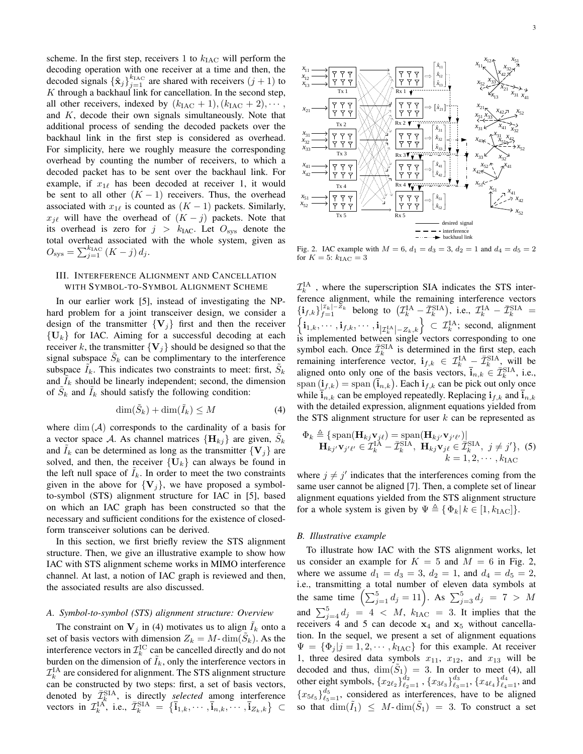scheme. In the first step, receivers 1 to $k_{\rm IAC}$ will perform the decoding operation with one receiver at a time and then, the decoded signals $\{\hat{\mathbf{x}}_j\}_{j=1}^{k_{\rm IAC}}$ are shared with receivers $(j+1)$ to $K$ through a backhaul link for cancellation. In the second step, all other receivers, indexed by $(k_{\rm IAC}+1), (k_{\rm IAC}+2), \cdots,$ and $K$, decode their own signals simultaneously. Note that additional process of sending the decoded packets over the backhaul link in the first step is considered as overhead. For simplicity, here we roughly measure the corresponding overhead by counting the number of receivers, to which a decoded packet has to be sent over the backhaul link. For example, if $x_{1\ell}$ has been decoded at receiver 1, it would be sent to all other $(K-1)$ receivers. Thus, the overhead associated with $x_{1\ell}$ is counted as $(K-1)$ packets. Similarly, $x_{j\ell}$ will have the overhead of $(K-j)$ packets. Note that its overhead is zero for $j > k_{\rm IAC}$. Let $O_{\rm sys}$ denote the total overhead associated with the whole system, given as $O_{\rm sys} = \sum_{j=1}^{k_{\rm IAC}} (K-j)\, d_j$.

## III. Interference Alignment and Cancellation with Symbol-to-Symbol Alignment Scheme

In our earlier work [5], instead of investigating the NP-hard problem for a joint transceiver design, we consider a design of the transmitter $\{\mathbf{V}_j\}$ first and then the receiver $\{\mathbf{U}_k\}$ for IAC. Aiming for a successful decoding at each receiver $k$, the transmitter $\{\mathbf{V}_j\}$ should be designed so that the signal subspace $\tilde{S}_k$ can be complimentary to the interference subspace $\tilde{I}_k$. This indicates two constraints to meet: first, $\tilde{S}_k$ and $\tilde{I}_k$ should be linearly independent; second, the dimension of $\tilde{S}_k$ and $\tilde{I}_k$ should satisfy the following condition:

$$\dim(\tilde{S}_k) + \dim(\tilde{I}_k) \le M \tag{4}$$

where $\dim(\mathcal{A})$ corresponds to the cardinality of a basis for a vector space $\mathcal{A}$. As channel matrices $\{\mathbf{H}_{kj}\}$ are given, $\tilde{S}_k$ and $\tilde{I}_k$ can be determined as long as the transmitter $\{\mathbf{V}_j\}$ are solved, and then, the receiver $\{\mathbf{U}_k\}$ can always be found in the left null space of $\tilde{I}_k$. In order to meet the two constraints given in the above for $\{\mathbf{V}_j\}$, we have proposed a symbol-to-symbol (STS) alignment structure for IAC in [5], based on which an IAC graph has been constructed so that the necessary and sufficient conditions for the existence of closed-form transceiver solutions can be derived.

In this section, we first briefly review the STS alignment structure. Then, we give an illustrative example to show how IAC with STS alignment scheme works in MIMO interference channel. At last, a notion of IAC graph is reviewed and then, the associated results are also discussed.

### *A. Symbol-to-symbol (STS) alignment structure: Overview*

The constraint on $\mathbf{V}_j$ in (4) motivates us to align $\tilde{I}_k$ onto a set of basis vectors with dimension $Z_k = M\text{-}\dim(\tilde{S}_k)$. As the interference vectors in $\mathcal{I}_k^{\rm IC}$ can be cancelled directly and do not burden on the dimension of $\tilde{I}_k$, only the interference vectors in $\mathcal{I}_k^{\rm IA}$ are considered for alignment. The STS alignment structure can be constructed by two steps: first, a set of basis vectors, denoted by $\bar{\mathcal{I}}_k^{\rm SIA}$, is directly *selected* among interference vectors in $\mathcal{I}_k^{\rm IA}$, i.e., $\bar{\mathcal{I}}_k^{\rm SIA} = \left\{\bar{\mathbf{i}}_{1,k}, \cdots, \bar{\mathbf{i}}_{n,k}, \cdots, \bar{\mathbf{i}}_{Z_k,k}\right\} \subset \mathcal{I}_k^{\rm IA}$ , where the superscription SIA indicates the STS interference alignment, while the remaining interference vectors $\{\mathbf{i}_{f,k}\}_{f=1}^{|\mathcal{I}_k|-Z_k}$ belong to $\left(\mathcal{I}_k^{\rm IA} - \bar{\mathcal{I}}_k^{\rm SIA}\right)$, i.e., $\mathcal{I}_k^{\rm IA} - \bar{\mathcal{I}}_k^{\rm SIA} = \left\{\mathbf{i}_{1,k}, \cdots, \mathbf{i}_{f,k}, \cdots, \mathbf{i}_{|\mathcal{I}_k^{\rm IA}|-Z_k,k}\right\} \subset \mathcal{I}_k^{\rm IA}$; second, alignment is implemented between single vectors corresponding to one symbol each. Once $\bar{\mathcal{I}}_k^{\rm SIA}$ is determined in the first step, each remaining interference vector, $\mathbf{i}_{f,k} \in \mathcal{I}_k^{\rm IA} - \bar{\mathcal{I}}_k^{\rm SIA}$, will be aligned onto only one of the basis vectors, $\bar{\mathbf{i}}_{n,k} \in \bar{\mathcal{I}}_k^{\rm SIA}$, i.e., $\mathrm{span}(\mathbf{i}_{f,k}) = \mathrm{span}\left(\bar{\mathbf{i}}_{n,k}\right)$. Each $\mathbf{i}_{f,k}$ can be pick out only once while $\bar{\mathbf{i}}_{n,k}$ can be employed repeatedly. Replacing $\mathbf{i}_{f,k}$ and $\bar{\mathbf{i}}_{n,k}$ with the detailed expression, alignment equations yielded from the STS alignment structure for user $k$ can be represented as

$$\begin{aligned}\Phi_k \triangleq \{ & \mathrm{span}(\mathbf{H}_{kj}\mathbf{v}_{j\ell}) = \mathrm{span}(\mathbf{H}_{kj'}\mathbf{v}_{j'\ell'})| \\ & \mathbf{H}_{kj'}\mathbf{v}_{j'\ell'} \in \mathcal{I}_k^{\rm IA} - \bar{\mathcal{I}}_k^{\rm SIA},\ \mathbf{H}_{kj}\mathbf{v}_{j\ell} \in \bar{\mathcal{I}}_k^{\rm SIA},\ j \ne j'\}, \\ & k = 1, 2, \cdots, k_{\rm IAC}\end{aligned} \tag{5}$$

where $j \ne j'$ indicates that the interferences coming from the same user cannot be aligned [7]. Then, a complete set of linear alignment equations yielded from the STS alignment structure for a whole system is given by $\Psi \triangleq \{\Phi_k | k \in [1, k_{\rm IAC}]\}$.

### *B. Illustrative example*

To illustrate how IAC with the STS alignment works, let us consider an example for $K = 5$ and $M = 6$ in Fig. 2, where we assume $d_1 = d_3 = 3$, $d_2 = 1$, and $d_4 = d_5 = 2$, i.e., transmitting a total number of eleven data symbols at the same time $\left(\sum_{j=1}^{5} d_j = 11\right)$. As $\sum_{j=3}^{5} d_j = 7 > M$ and $\sum_{j=4}^{5} d_j = 4 < M$, $k_{\rm IAC} = 3$. It implies that the receivers 4 and 5 can decode $\mathbf{x}_4$ and $\mathbf{x}_5$ without cancellation. In the sequel, we present a set of alignment equations $\Psi = \{\Phi_j | j = 1, 2, \cdots, k_{\rm IAC}\}$ for this example. At receiver 1, three desired data symbols $x_{11}$, $x_{12}$, and $x_{13}$ will be decoded and thus, $\dim(\tilde{S}_1) = 3$. In order to meet (4), all other eight symbols, $\{x_{2\ell_2}\}_{\ell_2=1}^{d_2}$, $\{x_{3\ell_3}\}_{\ell_3=1}^{d_3}$, $\{x_{4\ell_4}\}_{\ell_4=1}^{d_4}$, and $\{x_{5\ell_5}\}_{\ell_5=1}^{d_5}$, considered as interferences, have to be aligned so that $\dim(\tilde{I}_1) \le M\text{-}\dim(\tilde{S}_1) = 3$. To construct a set

Fig. 2. IAC example with $M = 6$, $d_1 = d_3 = 3$, $d_2 = 1$ and $d_4 = d_5 = 2$ for $K = 5$: $k_{\rm IAC} = 3$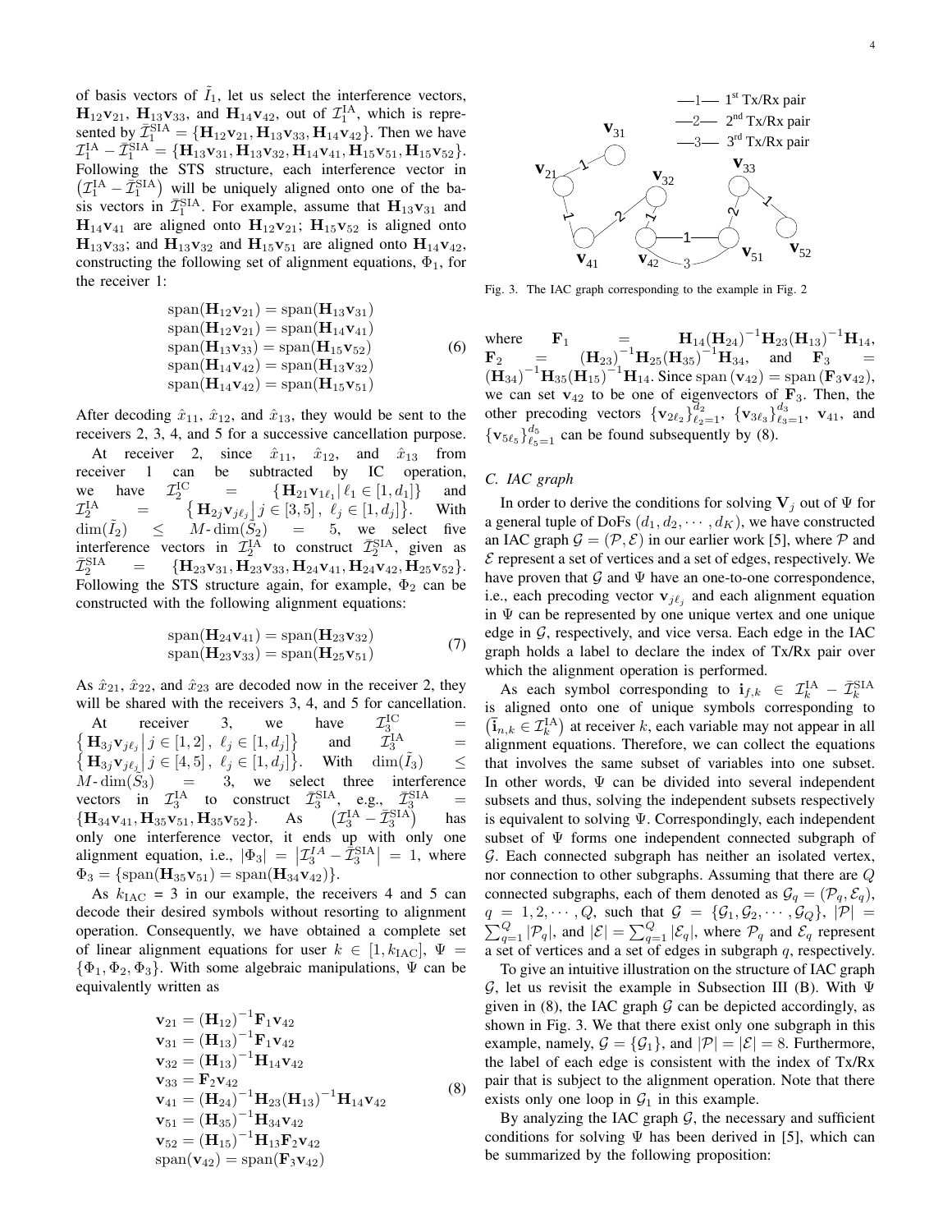of basis vectors of $\tilde{I}_1$, let us select the interference vectors, $\mathbf{H}_{12}\mathbf{v}_{21}$, $\mathbf{H}_{13}\mathbf{v}_{33}$, and $\mathbf{H}_{14}\mathbf{v}_{42}$, out of $\mathcal{I}_1^{\text{IA}}$, which is represented by $\bar{\mathcal{I}}_1^{\text{SIA}} = \{\mathbf{H}_{12}\mathbf{v}_{21}, \mathbf{H}_{13}\mathbf{v}_{33}, \mathbf{H}_{14}\mathbf{v}_{42}\}$. Then we have $\mathcal{I}_1^{\text{IA}} - \bar{\mathcal{I}}_1^{\text{SIA}} = \{\mathbf{H}_{13}\mathbf{v}_{31}, \mathbf{H}_{13}\mathbf{v}_{32}, \mathbf{H}_{14}\mathbf{v}_{41}, \mathbf{H}_{15}\mathbf{v}_{51}, \mathbf{H}_{15}\mathbf{v}_{52}\}$. Following the STS structure, each interference vector in $\left(\mathcal{I}_1^{\text{IA}} - \bar{\mathcal{I}}_1^{\text{SIA}}\right)$ will be uniquely aligned onto one of the basis vectors in $\bar{\mathcal{I}}_1^{\text{SIA}}$. For example, assume that $\mathbf{H}_{13}\mathbf{v}_{31}$ and $\mathbf{H}_{14}\mathbf{v}_{41}$ are aligned onto $\mathbf{H}_{12}\mathbf{v}_{21}$; $\mathbf{H}_{15}\mathbf{v}_{52}$ is aligned onto $\mathbf{H}_{13}\mathbf{v}_{33}$; and $\mathbf{H}_{13}\mathbf{v}_{32}$ and $\mathbf{H}_{15}\mathbf{v}_{51}$ are aligned onto $\mathbf{H}_{14}\mathbf{v}_{42}$, constructing the following set of alignment equations, $\Phi_1$, for the receiver 1:

$$
\begin{aligned}
\text{span}(\mathbf{H}_{12}\mathbf{v}_{21}) &= \text{span}(\mathbf{H}_{13}\mathbf{v}_{31}) \\
\text{span}(\mathbf{H}_{12}\mathbf{v}_{21}) &= \text{span}(\mathbf{H}_{14}\mathbf{v}_{41}) \\
\text{span}(\mathbf{H}_{13}\mathbf{v}_{33}) &= \text{span}(\mathbf{H}_{15}\mathbf{v}_{52}) \\
\text{span}(\mathbf{H}_{14}\mathbf{v}_{42}) &= \text{span}(\mathbf{H}_{13}\mathbf{v}_{32}) \\
\text{span}(\mathbf{H}_{14}\mathbf{v}_{42}) &= \text{span}(\mathbf{H}_{15}\mathbf{v}_{51})
\end{aligned}
\tag{6}
$$

After decoding $\hat{x}_{11}$, $\hat{x}_{12}$, and $\hat{x}_{13}$, they would be sent to the receivers 2, 3, 4, and 5 for a successive cancellation purpose.

At receiver 2, since $\hat{x}_{11}$, $\hat{x}_{12}$, and $\hat{x}_{13}$ from receiver 1 can be subtracted by IC operation, we have $\mathcal{I}_2^{\text{IC}} = \{\mathbf{H}_{21}\mathbf{v}_{1\ell_1} | \ell_1 \in [1, d_1]\}$ and $\mathcal{I}_2^{\text{IA}} = \left\{\mathbf{H}_{2j}\mathbf{v}_{j\ell_j} \middle| j \in [3,5],\ \ell_j \in [1, d_j]\right\}$. With $\dim(\tilde{I}_2) \le M\text{-}\dim(\tilde{S}_2) = 5$, we select five interference vectors in $\mathcal{I}_2^{\text{IA}}$ to construct $\bar{\mathcal{I}}_2^{\text{SIA}}$, given as $\bar{\mathcal{I}}_2^{\text{SIA}} = \{\mathbf{H}_{23}\mathbf{v}_{31}, \mathbf{H}_{23}\mathbf{v}_{33}, \mathbf{H}_{24}\mathbf{v}_{41}, \mathbf{H}_{24}\mathbf{v}_{42}, \mathbf{H}_{25}\mathbf{v}_{52}\}$. Following the STS structure again, for example, $\Phi_2$ can be constructed with the following alignment equations:

$$
\begin{aligned}
\text{span}(\mathbf{H}_{24}\mathbf{v}_{41}) &= \text{span}(\mathbf{H}_{23}\mathbf{v}_{32}) \\
\text{span}(\mathbf{H}_{23}\mathbf{v}_{33}) &= \text{span}(\mathbf{H}_{25}\mathbf{v}_{51})
\end{aligned}
\tag{7}
$$

As $\hat{x}_{21}$, $\hat{x}_{22}$, and $\hat{x}_{23}$ are decoded now in the receiver 2, they will be shared with the receivers 3, 4, and 5 for cancellation.

At receiver 3, we have $\mathcal{I}_3^{\text{IC}} = \left\{\mathbf{H}_{3j}\mathbf{v}_{j\ell_j} \middle| j \in [1,2],\ \ell_j \in [1, d_j]\right\}$ and $\mathcal{I}_3^{\text{IA}} = \left\{\mathbf{H}_{3j}\mathbf{v}_{j\ell_j} \middle| j \in [4,5],\ \ell_j \in [1, d_j]\right\}$. With $\dim(\tilde{I}_3) \le M\text{-}\dim(\tilde{S}_3) = 3$, we select three interference vectors in $\mathcal{I}_3^{\text{IA}}$ to construct $\bar{\mathcal{I}}_3^{\text{SIA}}$, e.g., $\bar{\mathcal{I}}_3^{\text{SIA}} = \{\mathbf{H}_{34}\mathbf{v}_{41}, \mathbf{H}_{35}\mathbf{v}_{51}, \mathbf{H}_{35}\mathbf{v}_{52}\}$. As $\left(\mathcal{I}_3^{\text{IA}} - \bar{\mathcal{I}}_3^{\text{SIA}}\right)$ has only one interference vector, it ends up with only one alignment equation, i.e., $|\Phi_3| = \left|\mathcal{I}_3^{IA} - \bar{\mathcal{I}}_3^{\text{SIA}}\right| = 1$, where $\Phi_3 = \{\text{span}(\mathbf{H}_{35}\mathbf{v}_{51}) = \text{span}(\mathbf{H}_{34}\mathbf{v}_{42})\}$.

As $k_{\text{IAC}} = 3$ in our example, the receivers 4 and 5 can decode their desired symbols without resorting to alignment operation. Consequently, we have obtained a complete set of linear alignment equations for user $k \in [1, k_{\text{IAC}}]$, $\Psi = \{\Phi_1, \Phi_2, \Phi_3\}$. With some algebraic manipulations, $\Psi$ can be equivalently written as

$$
\begin{aligned}
\mathbf{v}_{21} &= (\mathbf{H}_{12})^{-1}\mathbf{F}_1\mathbf{v}_{42} \\
\mathbf{v}_{31} &= (\mathbf{H}_{13})^{-1}\mathbf{F}_1\mathbf{v}_{42} \\
\mathbf{v}_{32} &= (\mathbf{H}_{13})^{-1}\mathbf{H}_{14}\mathbf{v}_{42} \\
\mathbf{v}_{33} &= \mathbf{F}_2\mathbf{v}_{42} \\
\mathbf{v}_{41} &= (\mathbf{H}_{24})^{-1}\mathbf{H}_{23}(\mathbf{H}_{13})^{-1}\mathbf{H}_{14}\mathbf{v}_{42} \\
\mathbf{v}_{51} &= (\mathbf{H}_{35})^{-1}\mathbf{H}_{34}\mathbf{v}_{42} \\
\mathbf{v}_{52} &= (\mathbf{H}_{15})^{-1}\mathbf{H}_{13}\mathbf{F}_2\mathbf{v}_{42} \\
\text{span}(\mathbf{v}_{42}) &= \text{span}(\mathbf{F}_3\mathbf{v}_{42})
\end{aligned}
\tag{8}
$$

Fig. 3. The IAC graph corresponding to the example in Fig. 2

where $\mathbf{F}_1 = \mathbf{H}_{14}(\mathbf{H}_{24})^{-1}\mathbf{H}_{23}(\mathbf{H}_{13})^{-1}\mathbf{H}_{14}$, $\mathbf{F}_2 = (\mathbf{H}_{23})^{-1}\mathbf{H}_{25}(\mathbf{H}_{35})^{-1}\mathbf{H}_{34}$, and $\mathbf{F}_3 = (\mathbf{H}_{34})^{-1}\mathbf{H}_{35}(\mathbf{H}_{15})^{-1}\mathbf{H}_{14}$. Since $\text{span}(\mathbf{v}_{42}) = \text{span}(\mathbf{F}_3\mathbf{v}_{42})$, we can set $\mathbf{v}_{42}$ to be one of eigenvectors of $\mathbf{F}_3$. Then, the other precoding vectors $\{\mathbf{v}_{2\ell_2}\}_{\ell_2=1}^{d_2}$, $\{\mathbf{v}_{3\ell_3}\}_{\ell_3=1}^{d_3}$, $\mathbf{v}_{41}$, and $\{\mathbf{v}_{5\ell_5}\}_{\ell_5=1}^{d_5}$ can be found subsequently by (8).

### C. IAC graph

In order to derive the conditions for solving $\mathbf{V}_j$ out of $\Psi$ for a general tuple of DoFs $(d_1, d_2, \cdots, d_K)$, we have constructed an IAC graph $\mathcal{G} = (\mathcal{P}, \mathcal{E})$ in our earlier work [5], where $\mathcal{P}$ and $\mathcal{E}$ represent a set of vertices and a set of edges, respectively. We have proven that $\mathcal{G}$ and $\Psi$ have an one-to-one correspondence, i.e., each precoding vector $\mathbf{v}_{j\ell_j}$ and each alignment equation in $\Psi$ can be represented by one unique vertex and one unique edge in $\mathcal{G}$, respectively, and vice versa. Each edge in the IAC graph holds a label to declare the index of Tx/Rx pair over which the alignment operation is performed.

As each symbol corresponding to $\mathbf{i}_{f,k} \in \mathcal{I}_k^{\text{IA}} - \bar{\mathcal{I}}_k^{\text{SIA}}$ is aligned onto one of unique symbols corresponding to $\left(\bar{\mathbf{i}}_{n,k} \in \mathcal{I}_k^{\text{IA}}\right)$ at receiver $k$, each variable may not appear in all alignment equations. Therefore, we can collect the equations that involves the same subset of variables into one subset. In other words, $\Psi$ can be divided into several independent subsets and thus, solving the independent subsets respectively is equivalent to solving $\Psi$. Correspondingly, each independent subset of $\Psi$ forms one independent connected subgraph of $\mathcal{G}$. Each connected subgraph has neither an isolated vertex, nor connection to other subgraphs. Assuming that there are $Q$ connected subgraphs, each of them denoted as $\mathcal{G}_q = (\mathcal{P}_q, \mathcal{E}_q)$, $q = 1, 2, \cdots, Q$, such that $\mathcal{G} = \{\mathcal{G}_1, \mathcal{G}_2, \cdots, \mathcal{G}_Q\}$, $|\mathcal{P}| = \sum_{q=1}^{Q} |\mathcal{P}_q|$, and $|\mathcal{E}| = \sum_{q=1}^{Q} |\mathcal{E}_q|$, where $\mathcal{P}_q$ and $\mathcal{E}_q$ represent a set of vertices and a set of edges in subgraph $q$, respectively.

To give an intuitive illustration on the structure of IAC graph $\mathcal{G}$, let us revisit the example in Subsection III (B). With $\Psi$ given in (8), the IAC graph $\mathcal{G}$ can be depicted accordingly, as shown in Fig. 3. We that there exist only one subgraph in this example, namely, $\mathcal{G} = \{\mathcal{G}_1\}$, and $|\mathcal{P}| = |\mathcal{E}| = 8$. Furthermore, the label of each edge is consistent with the index of Tx/Rx pair that is subject to the alignment operation. Note that there exists only one loop in $\mathcal{G}_1$ in this example.

By analyzing the IAC graph $\mathcal{G}$, the necessary and sufficient conditions for solving $\Psi$ has been derived in [5], which can be summarized by the following proposition: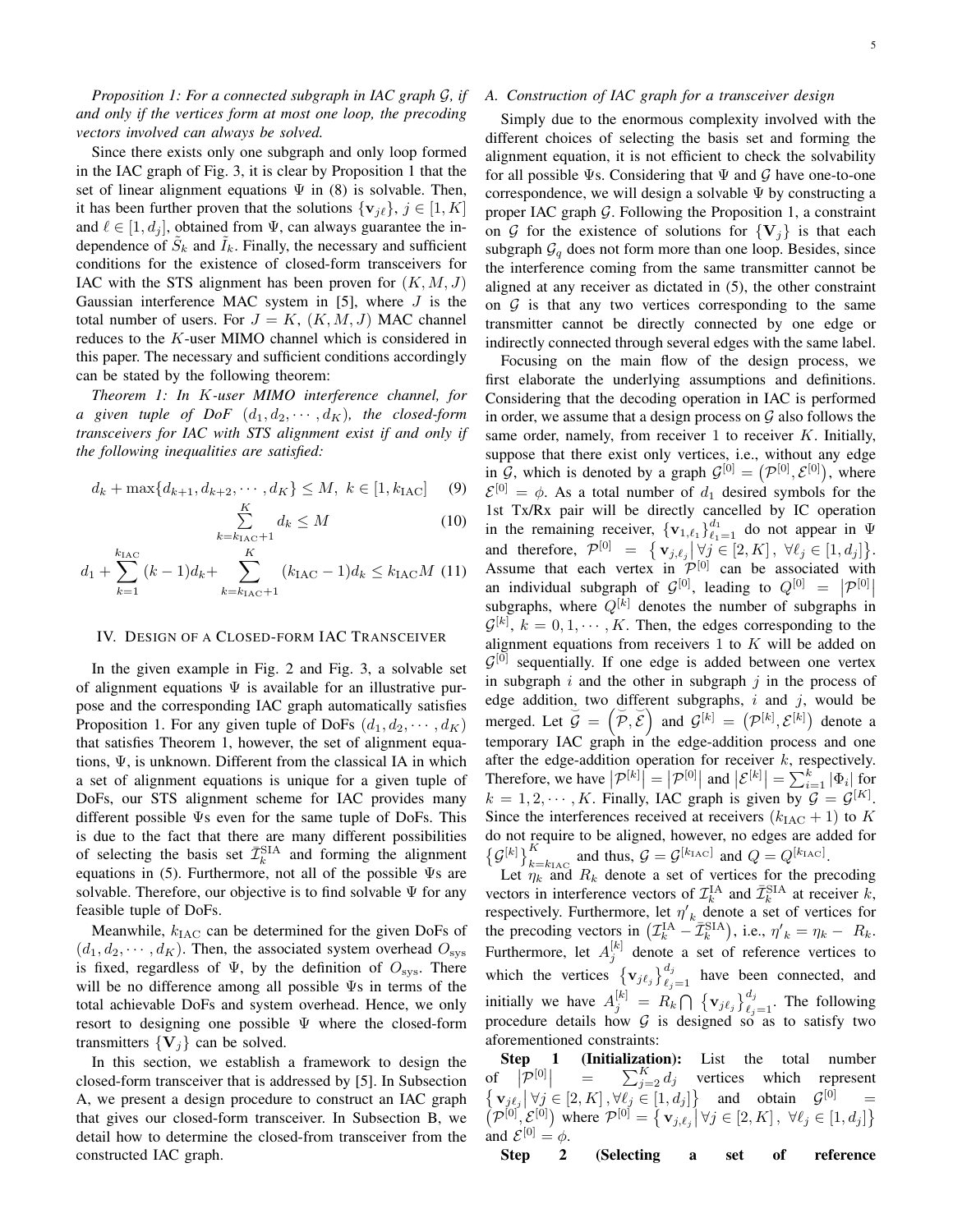*Proposition 1: For a connected subgraph in IAC graph $\mathcal{G}$, if and only if the vertices form at most one loop, the precoding vectors involved can always be solved.*

Since there exists only one subgraph and only loop formed in the IAC graph of Fig. 3, it is clear by Proposition 1 that the set of linear alignment equations $\Psi$ in (8) is solvable. Then, it has been further proven that the solutions $\{\mathbf{v}_{j\ell}\}$, $j \in [1, K]$ and $\ell \in [1, d_j]$, obtained from $\Psi$, can always guarantee the independence of $\tilde{S}_k$ and $\tilde{I}_k$. Finally, the necessary and sufficient conditions for the existence of closed-form transceivers for IAC with the STS alignment has been proven for $(K, M, J)$ Gaussian interference MAC system in [5], where $J$ is the total number of users. For $J = K$, $(K, M, J)$ MAC channel reduces to the $K$-user MIMO channel which is considered in this paper. The necessary and sufficient conditions accordingly can be stated by the following theorem:

*Theorem 1: In $K$-user MIMO interference channel, for a given tuple of DoF $(d_1, d_2, \cdots, d_K)$, the closed-form transceivers for IAC with STS alignment exist if and only if the following inequalities are satisfied:*

$$d_k + \max\{d_{k+1}, d_{k+2}, \cdots, d_K\} \leq M,\ k \in [1, k_{\text{IAC}}] \quad (9)$$

$$\sum_{k=k_{\text{IAC}}+1}^{K} d_k \leq M \quad (10)$$

$$d_1 + \sum_{k=1}^{k_{\text{IAC}}} (k-1)d_k + \sum_{k=k_{\text{IAC}}+1}^{K} (k_{\text{IAC}} - 1)d_k \leq k_{\text{IAC}} M \quad (11)$$

## IV. Design of a Closed-form IAC Transceiver

In the given example in Fig. 2 and Fig. 3, a solvable set of alignment equations $\Psi$ is available for an illustrative purpose and the corresponding IAC graph automatically satisfies Proposition 1. For any given tuple of DoFs $(d_1, d_2, \cdots, d_K)$ that satisfies Theorem 1, however, the set of alignment equations, $\Psi$, is unknown. Different from the classical IA in which a set of alignment equations is unique for a given tuple of DoFs, our STS alignment scheme for IAC provides many different possible $\Psi$s even for the same tuple of DoFs. This is due to the fact that there are many different possibilities of selecting the basis set $\bar{\mathcal{I}}_k^{\text{SIA}}$ and forming the alignment equations in (5). Furthermore, not all of the possible $\Psi$s are solvable. Therefore, our objective is to find solvable $\Psi$ for any feasible tuple of DoFs.

Meanwhile, $k_{\text{IAC}}$ can be determined for the given DoFs of $(d_1, d_2, \cdots, d_K)$. Then, the associated system overhead $O_{\text{sys}}$ is fixed, regardless of $\Psi$, by the definition of $O_{\text{sys}}$. There will be no difference among all possible $\Psi$s in terms of the total achievable DoFs and system overhead. Hence, we only resort to designing one possible $\Psi$ where the closed-form transmitters $\{\mathbf{V}_j\}$ can be solved.

In this section, we establish a framework to design the closed-form transceiver that is addressed by [5]. In Subsection A, we present a design procedure to construct an IAC graph that gives our closed-form transceiver. In Subsection B, we detail how to determine the closed-from transceiver from the constructed IAC graph.

### A. Construction of IAC graph for a transceiver design

Simply due to the enormous complexity involved with the different choices of selecting the basis set and forming the alignment equation, it is not efficient to check the solvability for all possible $\Psi$s. Considering that $\Psi$ and $\mathcal{G}$ have one-to-one correspondence, we will design a solvable $\Psi$ by constructing a proper IAC graph $\mathcal{G}$. Following the Proposition 1, a constraint on $\mathcal{G}$ for the existence of solutions for $\{\mathbf{V}_j\}$ is that each subgraph $\mathcal{G}_q$ does not form more than one loop. Besides, since the interference coming from the same transmitter cannot be aligned at any receiver as dictated in (5), the other constraint on $\mathcal{G}$ is that any two vertices corresponding to the same transmitter cannot be directly connected by one edge or indirectly connected through several edges with the same label.

Focusing on the main flow of the design process, we first elaborate the underlying assumptions and definitions. Considering that the decoding operation in IAC is performed in order, we assume that a design process on $\mathcal{G}$ also follows the same order, namely, from receiver 1 to receiver $K$. Initially, suppose that there exist only vertices, i.e., without any edge in $\mathcal{G}$, which is denoted by a graph $\mathcal{G}^{[0]} = \left(\mathcal{P}^{[0]}, \mathcal{E}^{[0]}\right)$, where $\mathcal{E}^{[0]} = \phi$. As a total number of $d_1$ desired symbols for the 1st Tx/Rx pair will be directly cancelled by IC operation in the remaining receiver, $\{\mathbf{v}_{1,\ell_1}\}_{\ell_1=1}^{d_1}$ do not appear in $\Psi$ and therefore, $\mathcal{P}^{[0]} = \left\{\mathbf{v}_{j,\ell_j} \middle| \forall j \in [2, K],\ \forall \ell_j \in [1, d_j]\right\}$. Assume that each vertex in $\mathcal{P}^{[0]}$ can be associated with an individual subgraph of $\mathcal{G}^{[0]}$, leading to $Q^{[0]} = \left|\mathcal{P}^{[0]}\right|$ subgraphs, where $Q^{[k]}$ denotes the number of subgraphs in $\mathcal{G}^{[k]}$, $k = 0, 1, \cdots, K$. Then, the edges corresponding to the alignment equations from receivers 1 to $K$ will be added on $\mathcal{G}^{[0]}$ sequentially. If one edge is added between one vertex in subgraph $i$ and the other in subgraph $j$ in the process of edge addition, two different subgraphs, $i$ and $j$, would be merged. Let $\breve{\mathcal{G}} = \left(\breve{\mathcal{P}}, \breve{\mathcal{E}}\right)$ and $\mathcal{G}^{[k]} = \left(\mathcal{P}^{[k]}, \mathcal{E}^{[k]}\right)$ denote a temporary IAC graph in the edge-addition process and one after the edge-addition operation for receiver $k$, respectively. Therefore, we have $\left|\mathcal{P}^{[k]}\right| = \left|\mathcal{P}^{[0]}\right|$ and $\left|\mathcal{E}^{[k]}\right| = \sum_{i=1}^{k} |\Phi_i|$ for $k = 1, 2, \cdots, K$. Finally, IAC graph is given by $\mathcal{G} = \mathcal{G}^{[K]}$. Since the interferences received at receivers $(k_{\text{IAC}} + 1)$ to $K$ do not require to be aligned, however, no edges are added for $\left\{\mathcal{G}^{[k]}\right\}_{k=k_{\text{IAC}}}^{K}$ and thus, $\mathcal{G} = \mathcal{G}^{[k_{\text{IAC}}]}$ and $Q = Q^{[k_{\text{IAC}}]}$.

Let $\eta_k$ and $R_k$ denote a set of vertices for the precoding vectors in interference vectors of $\mathcal{I}_k^{\text{IA}}$ and $\bar{\mathcal{I}}_k^{\text{SIA}}$ at receiver $k$, respectively. Furthermore, let ${\eta'}_k$ denote a set of vertices for the precoding vectors in $\left(\mathcal{I}_k^{\text{IA}} - \bar{\mathcal{I}}_k^{\text{SIA}}\right)$, i.e., ${\eta'}_k = \eta_k - R_k$. Furthermore, let $A_j^{[k]}$ denote a set of reference vertices to which the vertices $\left\{\mathbf{v}_{j\ell_j}\right\}_{\ell_j=1}^{d_j}$ have been connected, and initially we have $A_j^{[k]} = R_k \bigcap \left\{\mathbf{v}_{j\ell_j}\right\}_{\ell_j=1}^{d_j}$. The following procedure details how $\mathcal{G}$ is designed so as to satisfy two aforementioned constraints:

**Step 1 (Initialization):** List the total number of $\left|\mathcal{P}^{[0]}\right| = \sum_{j=2}^{K} d_j$ vertices which represent $\left\{\mathbf{v}_{j\ell_j} \middle| \forall j \in [2, K], \forall \ell_j \in [1, d_j]\right\}$ and obtain $\mathcal{G}^{[0]} = \left(\mathcal{P}^{[0]}, \mathcal{E}^{[0]}\right)$ where $\mathcal{P}^{[0]} = \left\{\mathbf{v}_{j,\ell_j} \middle| \forall j \in [2, K],\ \forall \ell_j \in [1, d_j]\right\}$ and $\mathcal{E}^{[0]} = \phi$.

**Step 2 (Selecting a set of reference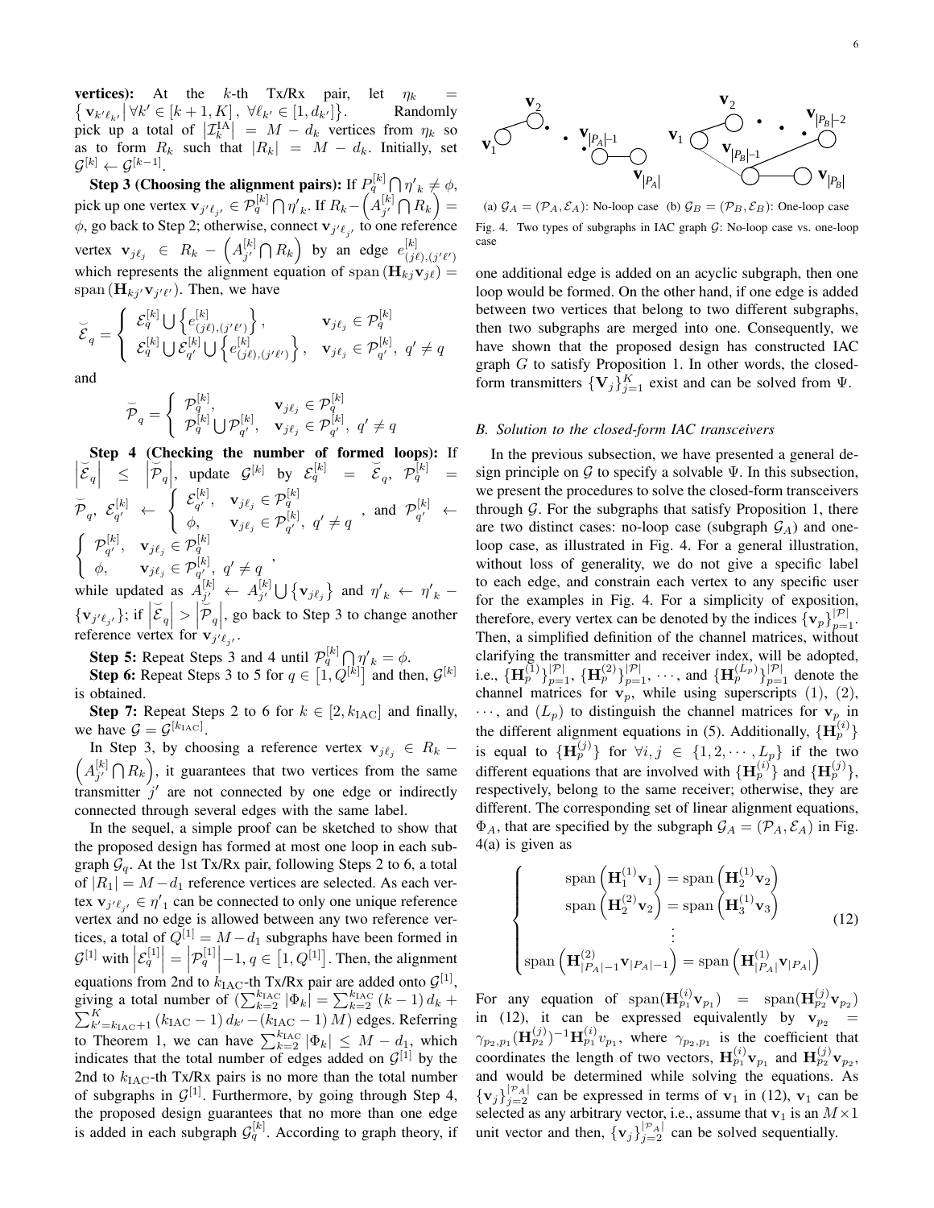**vertices):** At the $k$-th Tx/Rx pair, let $\eta_k = \left\{ \mathbf{v}_{k'\ell_{k'}} \middle| \forall k' \in [k+1, K],\ \forall \ell_{k'} \in [1, d_{k'}] \right\}$. Randomly pick up a total of $\left|\mathcal{I}_k^{\mathrm{IA}}\right| = M - d_k$ vertices from $\eta_k$ so as to form $R_k$ such that $|R_k| = M - d_k$. Initially, set $\mathcal{G}^{[k]} \leftarrow \mathcal{G}^{[k-1]}$.

**Step 3 (Choosing the alignment pairs):** If $P_q^{[k]} \bigcap \eta'_k \neq \phi$, pick up one vertex $\mathbf{v}_{j'\ell_{j'}} \in \mathcal{P}_q^{[k]} \bigcap \eta'_k$. If $R_k - \left(A_{j'}^{[k]} \bigcap R_k\right) = \phi$, go back to Step 2; otherwise, connect $\mathbf{v}_{j'\ell_{j'}}$ to one reference vertex $\mathbf{v}_{j\ell_j} \in R_k - \left(A_{j'}^{[k]} \bigcap R_k\right)$ by an edge $e_{(j\ell),(j'\ell')}^{[k]}$ which represents the alignment equation of $\operatorname{span}\left(\mathbf{H}_{kj}\mathbf{v}_{j\ell}\right) = \operatorname{span}\left(\mathbf{H}_{kj'}\mathbf{v}_{j'\ell'}\right)$. Then, we have

$$
\breve{\mathcal{E}}_q = \begin{cases} \mathcal{E}_q^{[k]} \bigcup \left\{ e_{(j\ell),(j'\ell')}^{[k]} \right\}, & \mathbf{v}_{j\ell_j} \in \mathcal{P}_q^{[k]} \\ \mathcal{E}_q^{[k]} \bigcup \mathcal{E}_{q'}^{[k]} \bigcup \left\{ e_{(j\ell),(j'\ell')}^{[k]} \right\}, & \mathbf{v}_{j\ell_j} \in \mathcal{P}_{q'}^{[k]},\ q' \neq q \end{cases}
$$

and

$$
\breve{\mathcal{P}}_q = \begin{cases} \mathcal{P}_q^{[k]}, & \mathbf{v}_{j\ell_j} \in \mathcal{P}_q^{[k]} \\ \mathcal{P}_q^{[k]} \bigcup \mathcal{P}_{q'}^{[k]}, & \mathbf{v}_{j\ell_j} \in \mathcal{P}_{q'}^{[k]},\ q' \neq q \end{cases}
$$

**Step 4 (Checking the number of formed loops):** If $\left|\breve{\mathcal{E}}_q\right| \leq \left|\breve{\mathcal{P}}_q\right|$, update $\mathcal{G}^{[k]}$ by $\mathcal{E}_q^{[k]} = \breve{\mathcal{E}}_q$, $\mathcal{P}_q^{[k]} = \breve{\mathcal{P}}_q$, $\mathcal{E}_{q'}^{[k]} \leftarrow \begin{cases} \mathcal{E}_{q'}^{[k]}, & \mathbf{v}_{j\ell_j} \in \mathcal{P}_q^{[k]} \\ \phi, & \mathbf{v}_{j\ell_j} \in \mathcal{P}_{q'}^{[k]},\ q' \neq q \end{cases}$, and $\mathcal{P}_{q'}^{[k]} \leftarrow \begin{cases} \mathcal{P}_{q'}^{[k]}, & \mathbf{v}_{j\ell_j} \in \mathcal{P}_q^{[k]} \\ \phi, & \mathbf{v}_{j\ell_j} \in \mathcal{P}_{q'}^{[k]},\ q' \neq q \end{cases}$,
while updated as $A_{j'}^{[k]} \leftarrow A_{j'}^{[k]} \bigcup \left\{ \mathbf{v}_{j\ell_j} \right\}$ and $\eta'_k \leftarrow \eta'_k - \{\mathbf{v}_{j'\ell_{j'}}\}$; if $\left|\breve{\mathcal{E}}_q\right| > \left|\breve{\mathcal{P}}_q\right|$, go back to Step 3 to change another reference vertex for $\mathbf{v}_{j'\ell_{j'}}$.

**Step 5:** Repeat Steps 3 and 4 until $\mathcal{P}_q^{[k]} \bigcap \eta'_k = \phi$.

**Step 6:** Repeat Steps 3 to 5 for $q \in \left[1, Q^{[k]}\right]$ and then, $\mathcal{G}^{[k]}$ is obtained.

**Step 7:** Repeat Steps 2 to 6 for $k \in [2, k_{\mathrm{IAC}}]$ and finally, we have $\mathcal{G} = \mathcal{G}^{[k_{\mathrm{IAC}}]}$.

In Step 3, by choosing a reference vertex $\mathbf{v}_{j\ell_j} \in R_k - \left(A_{j'}^{[k]} \bigcap R_k\right)$, it guarantees that two vertices from the same transmitter $j'$ are not connected by one edge or indirectly connected through several edges with the same label.

In the sequel, a simple proof can be sketched to show that the proposed design has formed at most one loop in each subgraph $\mathcal{G}_q$. At the 1st Tx/Rx pair, following Steps 2 to 6, a total of $|R_1| = M - d_1$ reference vertices are selected. As each vertex $\mathbf{v}_{j'\ell_{j'}} \in \eta'_1$ can be connected to only one unique reference vertex and no edge is allowed between any two reference vertices, a total of $Q^{[1]} = M - d_1$ subgraphs have been formed in $\mathcal{G}^{[1]}$ with $\left|\mathcal{E}_q^{[1]}\right| = \left|\mathcal{P}_q^{[1]}\right| - 1, q \in \left[1, Q^{[1]}\right]$. Then, the alignment equations from 2nd to $k_{\mathrm{IAC}}$-th Tx/Rx pair are added onto $\mathcal{G}^{[1]}$, giving a total number of $(\sum_{k=2}^{k_{\mathrm{IAC}}} |\Phi_k| = \sum_{k=2}^{k_{\mathrm{IAC}}} (k-1)\, d_k + \sum_{k'=k_{\mathrm{IAC}}+1}^{K} (k_{\mathrm{IAC}} - 1)\, d_{k'} - (k_{\mathrm{IAC}} - 1)\, M)$ edges. Referring to Theorem 1, we can have $\sum_{k=2}^{k_{\mathrm{IAC}}} |\Phi_k| \leq M - d_1$, which indicates that the total number of edges added on $\mathcal{G}^{[1]}$ by the 2nd to $k_{\mathrm{IAC}}$-th Tx/Rx pairs is no more than the total number of subgraphs in $\mathcal{G}^{[1]}$. Furthermore, by going through Step 4, the proposed design guarantees that no more than one edge is added in each subgraph $\mathcal{G}_q^{[k]}$. According to graph theory, if one additional edge is added on an acyclic subgraph, then one loop would be formed. On the other hand, if one edge is added between two vertices that belong to two different subgraphs, then two subgraphs are merged into one. Consequently, we have shown that the proposed design has constructed IAC graph $G$ to satisfy Proposition 1. In other words, the closed-form transmitters $\{\mathbf{V}_j\}_{j=1}^K$ exist and can be solved from $\Psi$.

(a) $\mathcal{G}_A = (\mathcal{P}_A, \mathcal{E}_A)$: No-loop case (b) $\mathcal{G}_B = (\mathcal{P}_B, \mathcal{E}_B)$: One-loop case

Fig. 4. Two types of subgraphs in IAC graph $\mathcal{G}$: No-loop case vs. one-loop case

### B. Solution to the closed-form IAC transceivers

In the previous subsection, we have presented a general design principle on $\mathcal{G}$ to specify a solvable $\Psi$. In this subsection, we present the procedures to solve the closed-form transceivers through $\mathcal{G}$. For the subgraphs that satisfy Proposition 1, there are two distinct cases: no-loop case (subgraph $\mathcal{G}_A$) and one-loop case, as illustrated in Fig. 4. For a general illustration, without loss of generality, we do not give a specific label to each edge, and constrain each vertex to any specific user for the examples in Fig. 4. For a simplicity of exposition, therefore, every vertex can be denoted by the indices $\{\mathbf{v}_p\}_{p=1}^{|\mathcal{P}|}$. Then, a simplified definition of the channel matrices, without clarifying the transmitter and receiver index, will be adopted, i.e., $\{\mathbf{H}_p^{(1)}\}_{p=1}^{|\mathcal{P}|}$, $\{\mathbf{H}_p^{(2)}\}_{p=1}^{|\mathcal{P}|}$, $\cdots$, and $\{\mathbf{H}_p^{(L_p)}\}_{p=1}^{|\mathcal{P}|}$ denote the channel matrices for $\mathbf{v}_p$, while using superscripts (1), (2), $\cdots$, and $(L_p)$ to distinguish the channel matrices for $\mathbf{v}_p$ in the different alignment equations in (5). Additionally, $\{\mathbf{H}_p^{(i)}\}$ is equal to $\{\mathbf{H}_p^{(j)}\}$ for $\forall i, j \in \{1, 2, \cdots, L_p\}$ if the two different equations that are involved with $\{\mathbf{H}_p^{(i)}\}$ and $\{\mathbf{H}_p^{(j)}\}$, respectively, belong to the same receiver; otherwise, they are different. The corresponding set of linear alignment equations, $\Phi_A$, that are specified by the subgraph $\mathcal{G}_A = (\mathcal{P}_A, \mathcal{E}_A)$ in Fig. 4(a) is given as

$$
\begin{cases} \operatorname{span}\left(\mathbf{H}_1^{(1)}\mathbf{v}_1\right) = \operatorname{span}\left(\mathbf{H}_2^{(1)}\mathbf{v}_2\right) \\ \operatorname{span}\left(\mathbf{H}_2^{(2)}\mathbf{v}_2\right) = \operatorname{span}\left(\mathbf{H}_3^{(1)}\mathbf{v}_3\right) \\ \vdots \\ \operatorname{span}\left(\mathbf{H}_{|P_A|-1}^{(2)}\mathbf{v}_{|P_A|-1}\right) = \operatorname{span}\left(\mathbf{H}_{|P_A|}^{(1)}\mathbf{v}_{|P_A|}\right) \end{cases} \tag{12}
$$

For any equation of $\operatorname{span}(\mathbf{H}_{p_1}^{(i)}\mathbf{v}_{p_1}) = \operatorname{span}(\mathbf{H}_{p_2}^{(j)}\mathbf{v}_{p_2})$ in (12), it can be expressed equivalently by $\mathbf{v}_{p_2} = \gamma_{p_2,p_1}(\mathbf{H}_{p_2}^{(j)})^{-1}\mathbf{H}_{p_1}^{(i)}v_{p_1}$, where $\gamma_{p_2,p_1}$ is the coefficient that coordinates the length of two vectors, $\mathbf{H}_{p_1}^{(i)}\mathbf{v}_{p_1}$ and $\mathbf{H}_{p_2}^{(j)}\mathbf{v}_{p_2}$, and would be determined while solving the equations. As $\{\mathbf{v}_j\}_{j=2}^{|\mathcal{P}_A|}$ can be expressed in terms of $\mathbf{v}_1$ in (12), $\mathbf{v}_1$ can be selected as any arbitrary vector, i.e., assume that $\mathbf{v}_1$ is an $M \times 1$ unit vector and then, $\{\mathbf{v}_j\}_{j=2}^{|\mathcal{P}_A|}$ can be solved sequentially.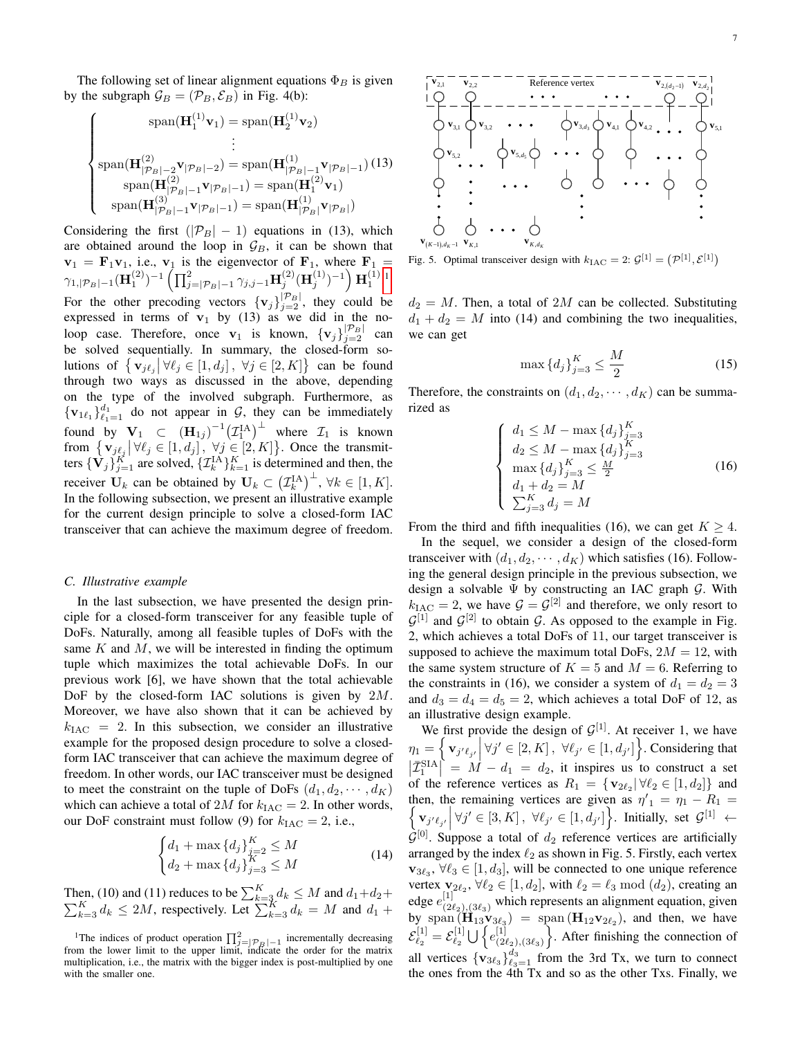The following set of linear alignment equations $\Phi_B$ is given by the subgraph $\mathcal{G}_B = (\mathcal{P}_B, \mathcal{E}_B)$ in Fig. 4(b):

$$
\begin{cases}
\text{span}(\mathbf{H}_1^{(1)}\mathbf{v}_1) = \text{span}(\mathbf{H}_2^{(1)}\mathbf{v}_2) \\
\vdots \\
\text{span}(\mathbf{H}_{|\mathcal{P}_B|-2}^{(2)}\mathbf{v}_{|\mathcal{P}_B|-2}) = \text{span}(\mathbf{H}_{|\mathcal{P}_B|-1}^{(1)}\mathbf{v}_{|\mathcal{P}_B|-1}) \\
\text{span}(\mathbf{H}_{|\mathcal{P}_B|-1}^{(2)}\mathbf{v}_{|\mathcal{P}_B|-1}) = \text{span}(\mathbf{H}_1^{(2)}\mathbf{v}_1) \\
\text{span}(\mathbf{H}_{|\mathcal{P}_B|-1}^{(3)}\mathbf{v}_{|\mathcal{P}_B|-1}) = \text{span}(\mathbf{H}_{|\mathcal{P}_B|}^{(1)}\mathbf{v}_{|\mathcal{P}_B|})
\end{cases}
\tag{13}
$$

Considering the first $(|\mathcal{P}_B| - 1)$ equations in (13), which are obtained around the loop in $\mathcal{G}_B$, it can be shown that $\mathbf{v}_1 = \mathbf{F}_1\mathbf{v}_1$, i.e., $\mathbf{v}_1$ is the eigenvector of $\mathbf{F}_1$, where $\mathbf{F}_1 = \gamma_{1,|\mathcal{P}_B|-1}(\mathbf{H}_1^{(2)})^{-1}\left(\prod_{j=|\mathcal{P}_B|-1}^{2}\gamma_{j,j-1}\mathbf{H}_j^{(2)}(\mathbf{H}_j^{(1)})^{-1}\right)\mathbf{H}_1^{(1)}$ [1]. For the other precoding vectors $\{\mathbf{v}_j\}_{j=2}^{|\mathcal{P}_B|}$, they could be expressed in terms of $\mathbf{v}_1$ by (13) as we did in the no-loop case. Therefore, once $\mathbf{v}_1$ is known, $\{\mathbf{v}_j\}_{j=2}^{|\mathcal{P}_B|}$ can be solved sequentially. In summary, the closed-form solutions of $\left\{\mathbf{v}_{j\ell_j} \middle| \forall \ell_j \in [1, d_j],\ \forall j \in [2, K]\right\}$ can be found through two ways as discussed in the above, depending on the type of the involved subgraph. Furthermore, as $\{\mathbf{v}_{1\ell_1}\}_{\ell_1=1}^{d_1}$ do not appear in $\mathcal{G}$, they can be immediately found by $\mathbf{V}_1 \subset (\mathbf{H}_{1j})^{-1}(\mathcal{I}_1^{\text{IA}})^{\perp}$ where $\mathcal{I}_1$ is known from $\left\{\mathbf{v}_{j\ell_j} \middle| \forall \ell_j \in [1, d_j],\ \forall j \in [2, K]\right\}$. Once the transmitters $\{\mathbf{V}_j\}_{j=1}^{K}$ are solved, $\{\mathcal{I}_k^{\text{IA}}\}_{k=1}^{K}$ is determined and then, the receiver $\mathbf{U}_k$ can be obtained by $\mathbf{U}_k \subset (\mathcal{I}_k^{\text{IA}})^{\perp}$, $\forall k \in [1, K]$. In the following subsection, we present an illustrative example for the current design principle to solve a closed-form IAC transceiver that can achieve the maximum degree of freedom.

### C. Illustrative example

In the last subsection, we have presented the design principle for a closed-form transceiver for any feasible tuple of DoFs. Naturally, among all feasible tuples of DoFs with the same $K$ and $M$, we will be interested in finding the optimum tuple which maximizes the total achievable DoFs. In our previous work [6], we have shown that the total achievable DoF by the closed-form IAC solutions is given by $2M$. Moreover, we have also shown that it can be achieved by $k_{\text{IAC}} = 2$. In this subsection, we consider an illustrative example for the proposed design procedure to solve a closed-form IAC transceiver that can achieve the maximum degree of freedom. In other words, our IAC transceiver must be designed to meet the constraint on the tuple of DoFs $(d_1, d_2, \cdots, d_K)$ which can achieve a total of $2M$ for $k_{\text{IAC}} = 2$. In other words, our DoF constraint must follow (9) for $k_{\text{IAC}} = 2$, i.e.,

$$
\begin{cases}
d_1 + \max\{d_j\}_{j=2}^{K} \leq M \\
d_2 + \max\{d_j\}_{j=3}^{K} \leq M
\end{cases}
\tag{14}
$$

Then, (10) and (11) reduces to be $\sum_{k=3}^{K} d_k \leq M$ and $d_1 + d_2 + \sum_{k=3}^{K} d_k \leq 2M$, respectively. Let $\sum_{k=3}^{K} d_k = M$ and $d_1 + d_2 = M$. Then, a total of $2M$ can be collected. Substituting $d_1 + d_2 = M$ into (14) and combining the two inequalities, we can get

$$
\max\{d_j\}_{j=3}^{K} \leq \frac{M}{2}
\tag{15}
$$

Therefore, the constraints on $(d_1, d_2, \cdots, d_K)$ can be summarized as

$$
\begin{cases}
d_1 \leq M - \max\{d_j\}_{j=3}^{K} \\
d_2 \leq M - \max\{d_j\}_{j=3}^{K} \\
\max\{d_j\}_{j=3}^{K} \leq \frac{M}{2} \\
d_1 + d_2 = M \\
\sum_{j=3}^{K} d_j = M
\end{cases}
\tag{16}
$$

From the third and fifth inequalities (16), we can get $K \geq 4$.

In the sequel, we consider a design of the closed-form transceiver with $(d_1, d_2, \cdots, d_K)$ which satisfies (16). Following the general design principle in the previous subsection, we design a solvable $\Psi$ by constructing an IAC graph $\mathcal{G}$. With $k_{\text{IAC}} = 2$, we have $\mathcal{G} = \mathcal{G}^{[2]}$ and therefore, we only resort to $\mathcal{G}^{[1]}$ and $\mathcal{G}^{[2]}$ to obtain $\mathcal{G}$. As opposed to the example in Fig. 2, which achieves a total DoFs of 11, our target transceiver is supposed to achieve the maximum total DoFs, $2M = 12$, with the same system structure of $K = 5$ and $M = 6$. Referring to the constraints in (16), we consider a system of $d_1 = d_2 = 3$ and $d_3 = d_4 = d_5 = 2$, which achieves a total DoF of 12, as an illustrative design example.

We first provide the design of $\mathcal{G}^{[1]}$. At receiver 1, we have $\eta_1 = \left\{\mathbf{v}_{j'\ell_{j'}} \middle| \forall j' \in [2, K],\ \forall \ell_{j'} \in [1, d_{j'}]\right\}$. Considering that $\left|\mathcal{I}_1^{\text{SIA}}\right| = M - d_1 = d_2$, it inspires us to construct a set of the reference vertices as $R_1 = \{\mathbf{v}_{2\ell_2} | \forall \ell_2 \in [1, d_2]\}$ and then, the remaining vertices are given as $\eta'_1 = \eta_1 - R_1 = \left\{\mathbf{v}_{j'\ell_{j'}} \middle| \forall j' \in [3, K],\ \forall \ell_{j'} \in [1, d_{j'}]\right\}$. Initially, set $\mathcal{G}^{[1]} \leftarrow \mathcal{G}^{[0]}$. Suppose a total of $d_2$ reference vertices are artificially arranged by the index $\ell_2$ as shown in Fig. 5. Firstly, each vertex $\mathbf{v}_{3\ell_3}, \forall \ell_3 \in [1, d_3]$, will be connected to one unique reference vertex $\mathbf{v}_{2\ell_2}, \forall \ell_2 \in [1, d_2]$, with $\ell_2 = \ell_3 \bmod (d_2)$, creating an edge $e_{(2\ell_2),(3\ell_3)}^{[1]}$ which represents an alignment equation, given by $\text{span}(\mathbf{H}_{13}\mathbf{v}_{3\ell_3}) = \text{span}(\mathbf{H}_{12}\mathbf{v}_{2\ell_2})$, and then, we have $\mathcal{E}_{\ell_2}^{[1]} = \mathcal{E}_{\ell_2}^{[1]} \bigcup \left\{e_{(2\ell_2),(3\ell_3)}^{[1]}\right\}$. After finishing the connection of all vertices $\{\mathbf{v}_{3\ell_3}\}_{\ell_3=1}^{d_3}$ from the 3rd Tx, we turn to connect the ones from the 4th Tx and so as the other Txs. Finally, we

Fig. 5. Optimal transceiver design with $k_{\text{IAC}} = 2$: $\mathcal{G}^{[1]} = (\mathcal{P}^{[1]}, \mathcal{E}^{[1]})$

[1] The indices of product operation $\prod_{j=|\mathcal{P}_B|-1}^{2}$ incrementally decreasing from the lower limit to the upper limit, indicate the order for the matrix multiplication, i.e., the matrix with the bigger index is post-multiplied by one with the smaller one.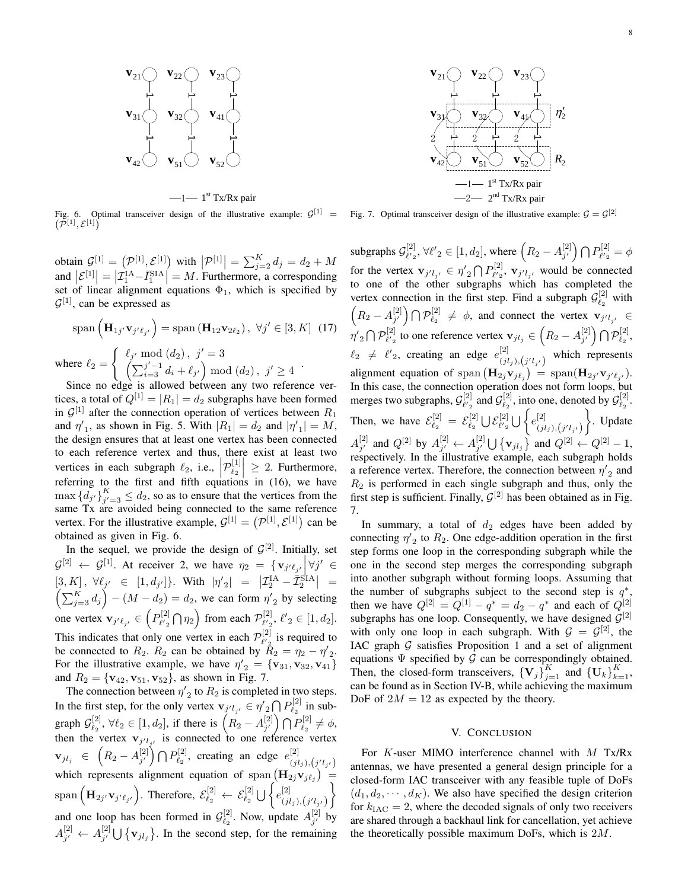—1— 1st Tx/Rx pair

Fig. 6. Optimal transceiver design of the illustrative example: $\mathcal{G}^{[1]} = \left(\mathcal{P}^{[1]}, \mathcal{E}^{[1]}\right)$

—1— 1st Tx/Rx pair

—2— 2nd Tx/Rx pair

Fig. 7. Optimal transceiver design of the illustrative example: $\mathcal{G} = \mathcal{G}^{[2]}$

obtain $\mathcal{G}^{[1]} = \left(\mathcal{P}^{[1]}, \mathcal{E}^{[1]}\right)$ with $\left|\mathcal{P}^{[1]}\right| = \sum_{j=2}^{K} d_j = d_2 + M$ and $\left|\mathcal{E}^{[1]}\right| = \left|\mathcal{I}_1^{\text{IA}} - \bar{\mathcal{I}}_1^{\text{SIA}}\right| = M$. Furthermore, a corresponding set of linear alignment equations $\Phi_1$, which is specified by $\mathcal{G}^{[1]}$, can be expressed as

$$\operatorname{span}\left(\mathbf{H}_{1j'}\mathbf{v}_{j'\ell_{j'}}\right) = \operatorname{span}\left(\mathbf{H}_{12}\mathbf{v}_{2\ell_2}\right), \ \forall j' \in [3, K] \quad (17)$$

where $\ell_2 = \begin{cases} \ell_{j'} \bmod (d_2), \ j' = 3 \\ \left(\sum_{i=3}^{j'-1} d_i + \ell_{j'}\right) \bmod (d_2), \ j' \geq 4 \end{cases}$.

Since no edge is allowed between any two reference vertices, a total of $Q^{[1]} = |R_1| = d_2$ subgraphs have been formed in $\mathcal{G}^{[1]}$ after the connection operation of vertices between $R_1$ and $\eta'_1$, as shown in Fig. 5. With $|R_1| = d_2$ and $|\eta'_1| = M$, the design ensures that at least one vertex has been connected to each reference vertex and thus, there exist at least two vertices in each subgraph $\ell_2$, i.e., $\left|\mathcal{P}_{\ell_2}^{[1]}\right| \geq 2$. Furthermore, referring to the first and fifth equations in (16), we have $\max\left\{d_{j'}\right\}_{j'=3}^{K} \leq d_2$, so as to ensure that the vertices from the same Tx are avoided being connected to the same reference vertex. For the illustrative example, $\mathcal{G}^{[1]} = \left(\mathcal{P}^{[1]}, \mathcal{E}^{[1]}\right)$ can be obtained as given in Fig. 6.

In the sequel, we provide the design of $\mathcal{G}^{[2]}$. Initially, set $\mathcal{G}^{[2]} \leftarrow \mathcal{G}^{[1]}$. At receiver 2, we have $\eta_2 = \{\mathbf{v}_{j'\ell_{j'}} \big| \forall j' \in [3, K], \ \forall \ell_{j'} \in [1, d_{j'}]\}$. With $|\eta'_2| = \left|\mathcal{I}_2^{\text{IA}} - \bar{\mathcal{I}}_2^{\text{SIA}}\right| = \left(\sum_{j=3}^{K} d_j\right) - (M - d_2) = d_2$, we can form $\eta'_2$ by selecting one vertex $\mathbf{v}_{j'\ell_{j'}} \in \left(P_{\ell'_2}^{[2]} \bigcap \eta_2\right)$ from each $\mathcal{P}_{\ell'_2}^{[2]}$, $\ell'_2 \in [1, d_2]$. This indicates that only one vertex in each $\mathcal{P}_{\ell'_2}^{[2]}$ is required to be connected to $R_2$. $R_2$ can be obtained by $R_2 = \eta_2 - \eta'_2$. For the illustrative example, we have $\eta'_2 = \{\mathbf{v}_{31}, \mathbf{v}_{32}, \mathbf{v}_{41}\}$ and $R_2 = \{\mathbf{v}_{42}, \mathbf{v}_{51}, \mathbf{v}_{52}\}$, as shown in Fig. 7.

The connection between $\eta'_2$ to $R_2$ is completed in two steps. In the first step, for the only vertex $\mathbf{v}_{j'l_{j'}} \in \eta'_2 \bigcap P_{\ell_2}^{[2]}$ in subgraph $\mathcal{G}_{\ell_2}^{[2]}$, $\forall \ell_2 \in [1, d_2]$, if there is $\left(R_2 - A_{j'}^{[2]}\right) \bigcap P_{\ell_2}^{[2]} \neq \phi$, then the vertex $\mathbf{v}_{j'l_{j'}}$ is connected to one reference vertex $\mathbf{v}_{jl_j} \in \left(R_2 - A_{j'}^{[2]}\right) \bigcap P_{\ell_2}^{[2]}$, creating an edge $e_{(jl_j),\left(j'l_{j'}\right)}^{[2]}$ which represents alignment equation of $\operatorname{span}\left(\mathbf{H}_{2j}\mathbf{v}_{j\ell_j}\right) = \operatorname{span}\left(\mathbf{H}_{2j'}\mathbf{v}_{j'\ell_{j'}}\right)$. Therefore, $\mathcal{E}_{\ell_2}^{[2]} \leftarrow \mathcal{E}_{\ell_2}^{[2]} \bigcup \left\{e_{(jl_j),\left(j'l_{j'}\right)}^{[2]}\right\}$ and one loop has been formed in $\mathcal{G}_{\ell_2}^{[2]}$. Now, update $A_{j'}^{[2]}$ by $A_{j'}^{[2]} \leftarrow A_{j'}^{[2]} \bigcup \left\{\mathbf{v}_{jl_j}\right\}$. In the second step, for the remaining subgraphs $\mathcal{G}_{\ell'_2}^{[2]}$, $\forall \ell'_2 \in [1, d_2]$, where $\left(R_2 - A_{j'}^{[2]}\right) \bigcap P_{\ell'_2}^{[2]} = \phi$ for the vertex $\mathbf{v}_{j'l_{j'}} \in \eta'_2 \bigcap P_{\ell'_2}^{[2]}$, $\mathbf{v}_{j'l_{j'}}$ would be connected to one of the other subgraphs which has completed the vertex connection in the first step. Find a subgraph $\mathcal{G}_{\ell_2}^{[2]}$ with $\left(R_2 - A_{j'}^{[2]}\right) \bigcap \mathcal{P}_{\ell_2}^{[2]} \neq \phi$, and connect the vertex $\mathbf{v}_{j'l_{j'}} \in \eta'_2 \bigcap \mathcal{P}_{\ell'_2}^{[2]}$ to one reference vertex $\mathbf{v}_{jl_j} \in \left(R_2 - A_{j'}^{[2]}\right) \bigcap \mathcal{P}_{\ell_2}^{[2]}$, $\ell_2 \neq \ell'_2$, creating an edge $e_{(jl_j),\left(j'l_{j'}\right)}^{[2]}$ which represents alignment equation of $\operatorname{span}\left(\mathbf{H}_{2j}\mathbf{v}_{j\ell_j}\right) = \operatorname{span}(\mathbf{H}_{2j'}\mathbf{v}_{j'\ell_{j'}})$. In this case, the connection operation does not form loops, but merges two subgraphs, $\mathcal{G}_{\ell'_2}^{[2]}$ and $\mathcal{G}_{\ell_2}^{[2]}$, into one, denoted by $\mathcal{G}_{\ell_2}^{[2]}$. Then, we have $\mathcal{E}_{\ell_2}^{[2]} = \mathcal{E}_{\ell_2}^{[2]} \bigcup \mathcal{E}_{\ell'_2}^{[2]} \bigcup \left\{e_{(jl_j),\left(j'l_{j'}\right)}^{[2]}\right\}$. Update $A_{j'}^{[2]}$ and $Q^{[2]}$ by $A_{j'}^{[2]} \leftarrow A_{j'}^{[2]} \bigcup \left\{\mathbf{v}_{jl_j}\right\}$ and $Q^{[2]} \leftarrow Q^{[2]} - 1$, respectively. In the illustrative example, each subgraph holds a reference vertex. Therefore, the connection between $\eta'_2$ and $R_2$ is performed in each single subgraph and thus, only the first step is sufficient. Finally, $\mathcal{G}^{[2]}$ has been obtained as in Fig. 7.

In summary, a total of $d_2$ edges have been added by connecting $\eta'_2$ to $R_2$. One edge-addition operation in the first step forms one loop in the corresponding subgraph while the one in the second step merges the corresponding subgraph into another subgraph without forming loops. Assuming that the number of subgraphs subject to the second step is $q^*$, then we have $Q^{[2]} = Q^{[1]} - q^* = d_2 - q^*$ and each of $Q^{[2]}$ subgraphs has one loop. Consequently, we have designed $\mathcal{G}^{[2]}$ with only one loop in each subgraph. With $\mathcal{G} = \mathcal{G}^{[2]}$, the IAC graph $\mathcal{G}$ satisfies Proposition 1 and a set of alignment equations $\Psi$ specified by $\mathcal{G}$ can be correspondingly obtained. Then, the closed-form transceivers, $\{\mathbf{V}_j\}_{j=1}^{K}$ and $\{\mathbf{U}_k\}_{k=1}^{K}$, can be found as in Section IV-B, while achieving the maximum DoF of $2M = 12$ as expected by the theory.

## V. Conclusion

For $K$-user MIMO interference channel with $M$ Tx/Rx antennas, we have presented a general design principle for a closed-form IAC transceiver with any feasible tuple of DoFs $(d_1, d_2, \cdots, d_K)$. We also have specified the design criterion for $k_{\text{IAC}} = 2$, where the decoded signals of only two receivers are shared through a backhaul link for cancellation, yet achieve the theoretically possible maximum DoFs, which is $2M$.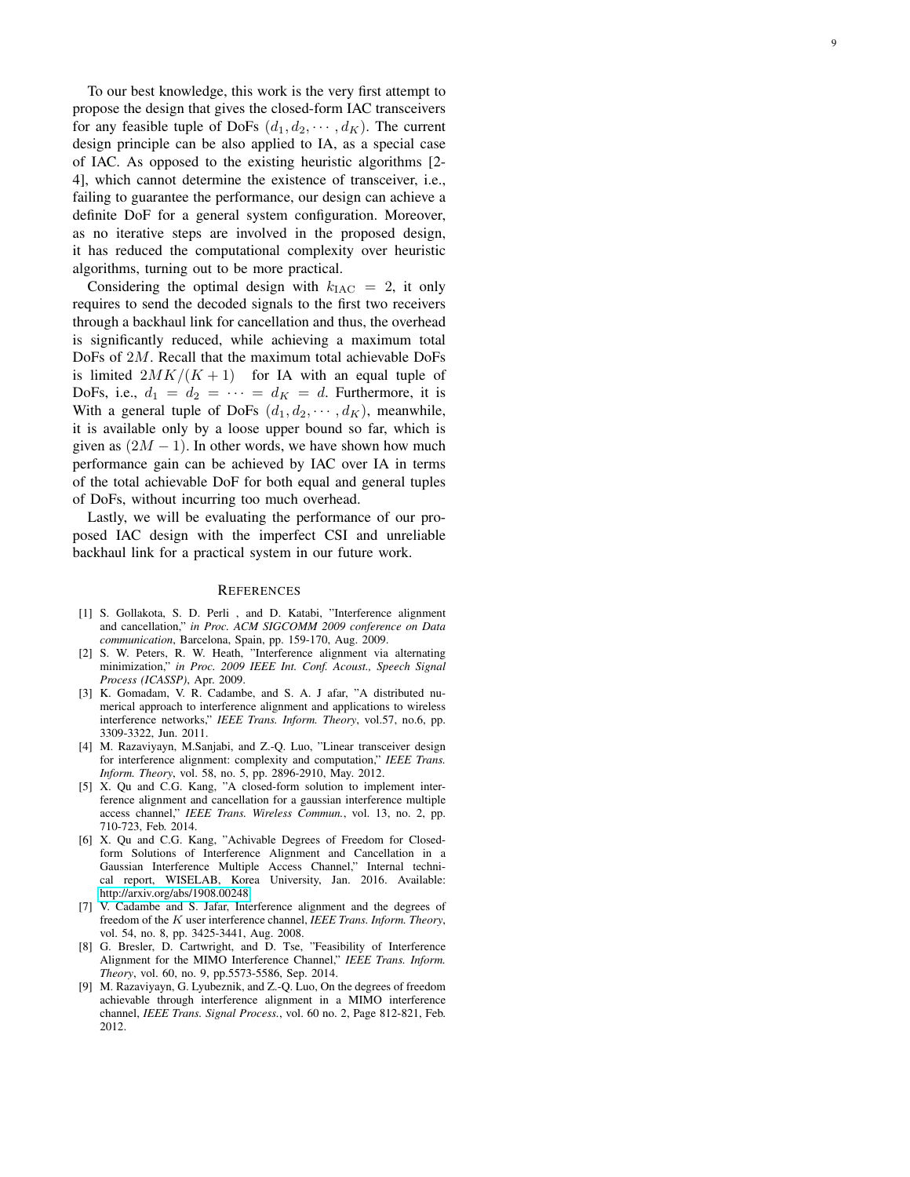To our best knowledge, this work is the very first attempt to propose the design that gives the closed-form IAC transceivers for any feasible tuple of DoFs $(d_1, d_2, \cdots, d_K)$. The current design principle can be also applied to IA, as a special case of IAC. As opposed to the existing heuristic algorithms [2-4], which cannot determine the existence of transceiver, i.e., failing to guarantee the performance, our design can achieve a definite DoF for a general system configuration. Moreover, as no iterative steps are involved in the proposed design, it has reduced the computational complexity over heuristic algorithms, turning out to be more practical.

Considering the optimal design with $k_{\text{IAC}} = 2$, it only requires to send the decoded signals to the first two receivers through a backhaul link for cancellation and thus, the overhead is significantly reduced, while achieving a maximum total DoFs of $2M$. Recall that the maximum total achievable DoFs is limited $2MK/(K+1)$ for IA with an equal tuple of DoFs, i.e., $d_1 = d_2 = \cdots = d_K = d$. Furthermore, it is With a general tuple of DoFs $(d_1, d_2, \cdots, d_K)$, meanwhile, it is available only by a loose upper bound so far, which is given as $(2M-1)$. In other words, we have shown how much performance gain can be achieved by IAC over IA in terms of the total achievable DoF for both equal and general tuples of DoFs, without incurring too much overhead.

Lastly, we will be evaluating the performance of our proposed IAC design with the imperfect CSI and unreliable backhaul link for a practical system in our future work.

## References

[1] S. Gollakota, S. D. Perli , and D. Katabi, "Interference alignment and cancellation," *in Proc. ACM SIGCOMM 2009 conference on Data communication*, Barcelona, Spain, pp. 159-170, Aug. 2009.

[2] S. W. Peters, R. W. Heath, "Interference alignment via alternating minimization," *in Proc. 2009 IEEE Int. Conf. Acoust., Speech Signal Process (ICASSP)*, Apr. 2009.

[3] K. Gomadam, V. R. Cadambe, and S. A. J afar, "A distributed numerical approach to interference alignment and applications to wireless interference networks," *IEEE Trans. Inform. Theory*, vol.57, no.6, pp. 3309-3322, Jun. 2011.

[4] M. Razaviyayn, M.Sanjabi, and Z.-Q. Luo, "Linear transceiver design for interference alignment: complexity and computation," *IEEE Trans. Inform. Theory*, vol. 58, no. 5, pp. 2896-2910, May. 2012.

[5] X. Qu and C.G. Kang, "A closed-form solution to implement interference alignment and cancellation for a gaussian interference multiple access channel," *IEEE Trans. Wireless Commun.*, vol. 13, no. 2, pp. 710-723, Feb. 2014.

[6] X. Qu and C.G. Kang, "Achivable Degrees of Freedom for Closed-form Solutions of Interference Alignment and Cancellation in a Gaussian Interference Multiple Access Channel," Internal technical report, WISELAB, Korea University, Jan. 2016. Available: http://arxiv.org/abs/1908.00248

[7] V. Cadambe and S. Jafar, Interference alignment and the degrees of freedom of the $K$ user interference channel, *IEEE Trans. Inform. Theory*, vol. 54, no. 8, pp. 3425-3441, Aug. 2008.

[8] G. Bresler, D. Cartwright, and D. Tse, "Feasibility of Interference Alignment for the MIMO Interference Channel," *IEEE Trans. Inform. Theory*, vol. 60, no. 9, pp.5573-5586, Sep. 2014.

[9] M. Razaviyayn, G. Lyubeznik, and Z.-Q. Luo, On the degrees of freedom achievable through interference alignment in a MIMO interference channel, *IEEE Trans. Signal Process.*, vol. 60 no. 2, Page 812-821, Feb. 2012.